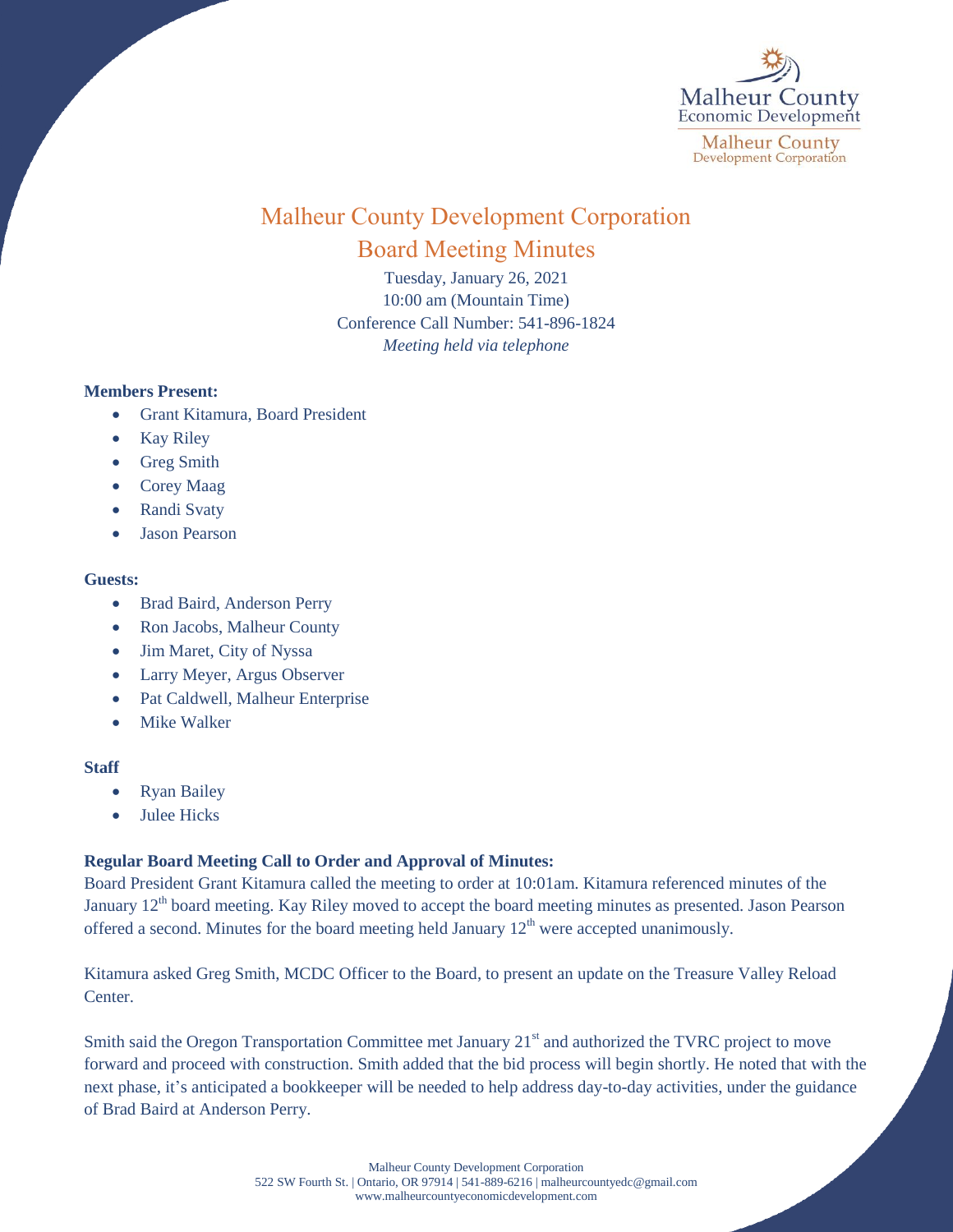# Malheur County Development Corporation

## Board Meeting Minutes

Tuesday, January 26, 2021
10:00 am (Mountain Time)
Conference Call Number: 541-896-1824
*Meeting held via telephone*

**Members Present:**

- Grant Kitamura, Board President
- Kay Riley
- Greg Smith
- Corey Maag
- Randi Svaty
- Jason Pearson

**Guests:**

- Brad Baird, Anderson Perry
- Ron Jacobs, Malheur County
- Jim Maret, City of Nyssa
- Larry Meyer, Argus Observer
- Pat Caldwell, Malheur Enterprise
- Mike Walker

**Staff**

- Ryan Bailey
- Julee Hicks

**Regular Board Meeting Call to Order and Approval of Minutes:**

Board President Grant Kitamura called the meeting to order at 10:01am. Kitamura referenced minutes of the January 12th board meeting. Kay Riley moved to accept the board meeting minutes as presented. Jason Pearson offered a second. Minutes for the board meeting held January 12th were accepted unanimously.

Kitamura asked Greg Smith, MCDC Officer to the Board, to present an update on the Treasure Valley Reload Center.

Smith said the Oregon Transportation Committee met January 21st and authorized the TVRC project to move forward and proceed with construction. Smith added that the bid process will begin shortly. He noted that with the next phase, it's anticipated a bookkeeper will be needed to help address day-to-day activities, under the guidance of Brad Baird at Anderson Perry.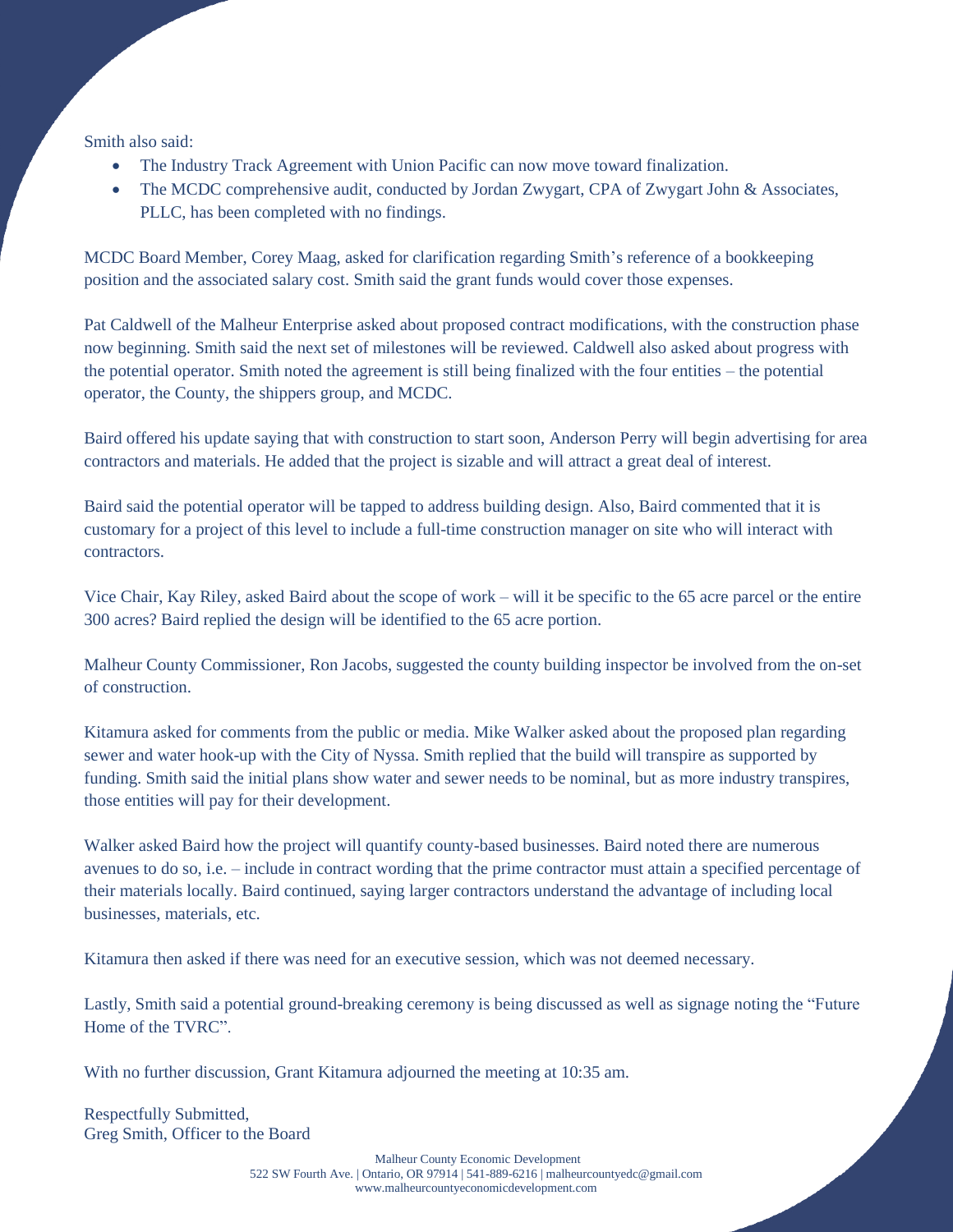Smith also said:

- The Industry Track Agreement with Union Pacific can now move toward finalization.
- The MCDC comprehensive audit, conducted by Jordan Zwygart, CPA of Zwygart John & Associates, PLLC, has been completed with no findings.

MCDC Board Member, Corey Maag, asked for clarification regarding Smith's reference of a bookkeeping position and the associated salary cost. Smith said the grant funds would cover those expenses.

Pat Caldwell of the Malheur Enterprise asked about proposed contract modifications, with the construction phase now beginning. Smith said the next set of milestones will be reviewed. Caldwell also asked about progress with the potential operator. Smith noted the agreement is still being finalized with the four entities – the potential operator, the County, the shippers group, and MCDC.

Baird offered his update saying that with construction to start soon, Anderson Perry will begin advertising for area contractors and materials. He added that the project is sizable and will attract a great deal of interest.

Baird said the potential operator will be tapped to address building design. Also, Baird commented that it is customary for a project of this level to include a full-time construction manager on site who will interact with contractors.

Vice Chair, Kay Riley, asked Baird about the scope of work – will it be specific to the 65 acre parcel or the entire 300 acres? Baird replied the design will be identified to the 65 acre portion.

Malheur County Commissioner, Ron Jacobs, suggested the county building inspector be involved from the on-set of construction.

Kitamura asked for comments from the public or media. Mike Walker asked about the proposed plan regarding sewer and water hook-up with the City of Nyssa. Smith replied that the build will transpire as supported by funding. Smith said the initial plans show water and sewer needs to be nominal, but as more industry transpires, those entities will pay for their development.

Walker asked Baird how the project will quantify county-based businesses. Baird noted there are numerous avenues to do so, i.e. – include in contract wording that the prime contractor must attain a specified percentage of their materials locally. Baird continued, saying larger contractors understand the advantage of including local businesses, materials, etc.

Kitamura then asked if there was need for an executive session, which was not deemed necessary.

Lastly, Smith said a potential ground-breaking ceremony is being discussed as well as signage noting the "Future Home of the TVRC".

With no further discussion, Grant Kitamura adjourned the meeting at 10:35 am.

Respectfully Submitted,
Greg Smith, Officer to the Board

Malheur County Economic Development
522 SW Fourth Ave. | Ontario, OR 97914 | 541-889-6216 | malheurcountyedc@gmail.com
www.malheurcountyeconomicdevelopment.com